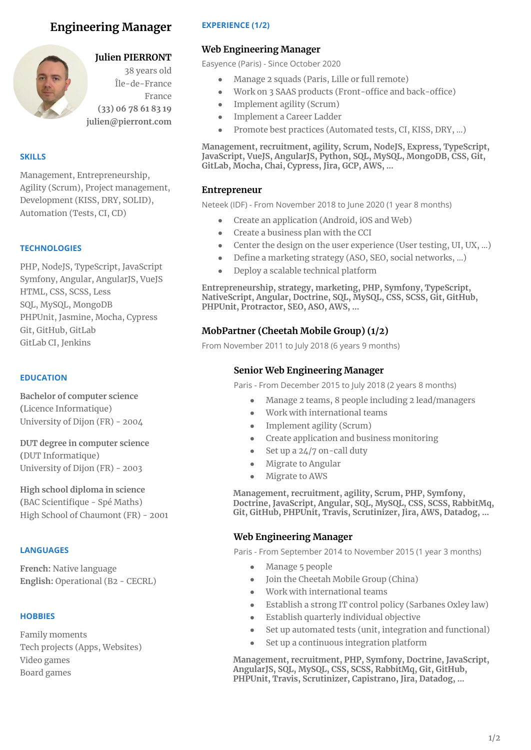# Engineering Manager

**Julien PIERRONT**
38 years old
Île-de-France
France
(33) 06 78 61 83 19
julien@pierront.com

## SKILLS

Management, Entrepreneurship, Agility (Scrum), Project management, Development (KISS, DRY, SOLID), Automation (Tests, CI, CD)

## TECHNOLOGIES

PHP, NodeJS, TypeScript, JavaScript
Symfony, Angular, AngularJS, VueJS
HTML, CSS, SCSS, Less
SQL, MySQL, MongoDB
PHPUnit, Jasmine, Mocha, Cypress
Git, GitHub, GitLab
GitLab CI, Jenkins

## EDUCATION

**Bachelor of computer science**
(Licence Informatique)
University of Dijon (FR) - 2004

**DUT degree in computer science**
(DUT Informatique)
University of Dijon (FR) - 2003

**High school diploma in science**
(BAC Scientifique - Spé Maths)
High School of Chaumont (FR) - 2001

## LANGUAGES

**French:** Native language
**English:** Operational (B2 - CECRL)

## HOBBIES

Family moments
Tech projects (Apps, Websites)
Video games
Board games

## EXPERIENCE (1/2)

### Web Engineering Manager

Easyence (Paris) - Since October 2020

- Manage 2 squads (Paris, Lille or full remote)
- Work on 3 SAAS products (Front-office and back-office)
- Implement agility (Scrum)
- Implement a Career Ladder
- Promote best practices (Automated tests, CI, KISS, DRY, ...)

**Management, recruitment, agility, Scrum, NodeJS, Express, TypeScript, JavaScript, VueJS, AngularJS, Python, SQL, MySQL, MongoDB, CSS, Git, GitLab, Mocha, Chai, Cypress, Jira, GCP, AWS, ...**

### Entrepreneur

Neteek (IDF) - From November 2018 to June 2020 (1 year 8 months)

- Create an application (Android, iOS and Web)
- Create a business plan with the CCI
- Center the design on the user experience (User testing, UI, UX, ...)
- Define a marketing strategy (ASO, SEO, social networks, ...)
- Deploy a scalable technical platform

**Entrepreneurship, strategy, marketing, PHP, Symfony, TypeScript, NativeScript, Angular, Doctrine, SQL, MySQL, CSS, SCSS, Git, GitHub, PHPUnit, Protractor, SEO, ASO, AWS, ...**

### MobPartner (Cheetah Mobile Group) (1/2)

From November 2011 to July 2018 (6 years 9 months)

#### Senior Web Engineering Manager

Paris - From December 2015 to July 2018 (2 years 8 months)

- Manage 2 teams, 8 people including 2 lead/managers
- Work with international teams
- Implement agility (Scrum)
- Create application and business monitoring
- Set up a 24/7 on-call duty
- Migrate to Angular
- Migrate to AWS

**Management, recruitment, agility, Scrum, PHP, Symfony, Doctrine, JavaScript, Angular, SQL, MySQL, CSS, SCSS, RabbitMq, Git, GitHub, PHPUnit, Travis, Scrutinizer, Jira, AWS, Datadog, ...**

#### Web Engineering Manager

Paris - From September 2014 to November 2015 (1 year 3 months)

- Manage 5 people
- Join the Cheetah Mobile Group (China)
- Work with international teams
- Establish a strong IT control policy (Sarbanes Oxley law)
- Establish quarterly individual objective
- Set up automated tests (unit, integration and functional)
- Set up a continuous integration platform

**Management, recruitment, PHP, Symfony, Doctrine, JavaScript, AngularJS, SQL, MySQL, CSS, SCSS, RabbitMq, Git, GitHub, PHPUnit, Travis, Scrutinizer, Capistrano, Jira, Datadog, ...**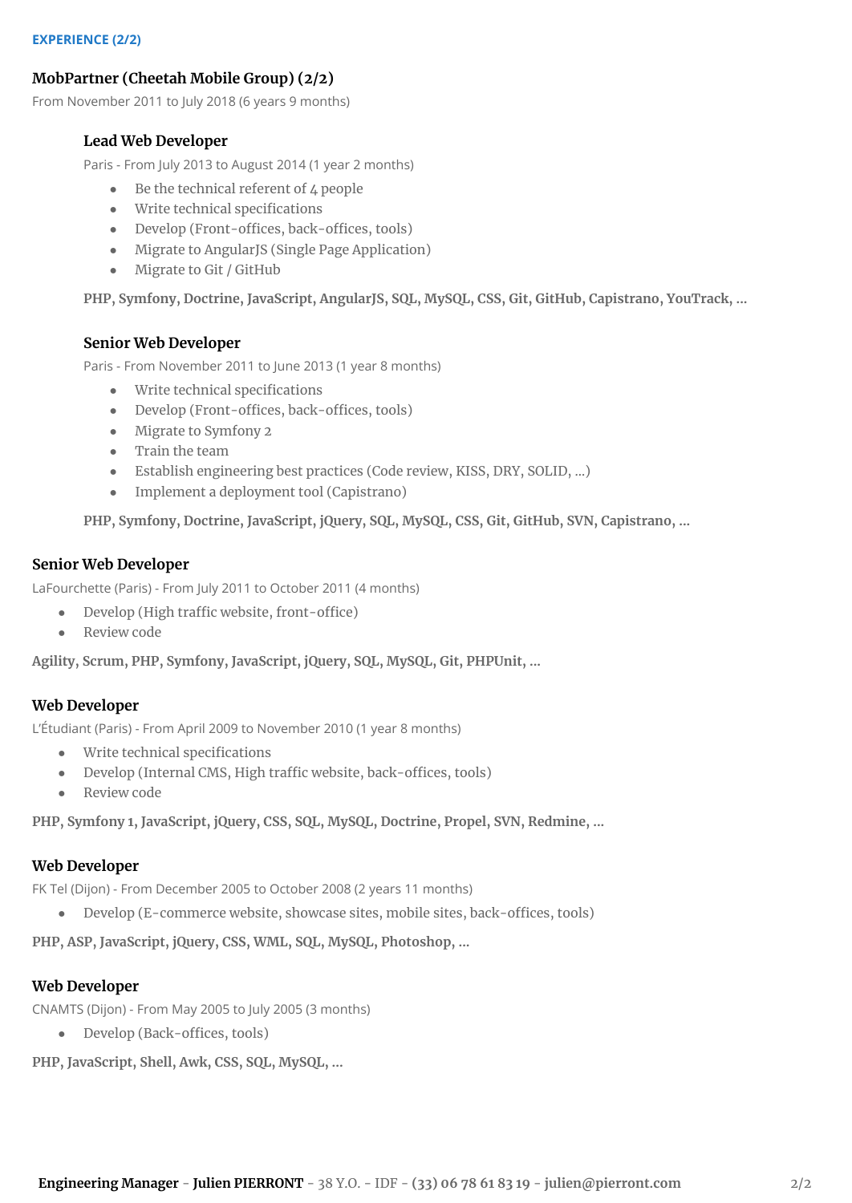## EXPERIENCE (2/2)

### MobPartner (Cheetah Mobile Group) (2/2)

From November 2011 to July 2018 (6 years 9 months)

#### Lead Web Developer

Paris - From July 2013 to August 2014 (1 year 2 months)

- Be the technical referent of 4 people
- Write technical specifications
- Develop (Front-offices, back-offices, tools)
- Migrate to AngularJS (Single Page Application)
- Migrate to Git / GitHub

**PHP, Symfony, Doctrine, JavaScript, AngularJS, SQL, MySQL, CSS, Git, GitHub, Capistrano, YouTrack, ...**

#### Senior Web Developer

Paris - From November 2011 to June 2013 (1 year 8 months)

- Write technical specifications
- Develop (Front-offices, back-offices, tools)
- Migrate to Symfony 2
- Train the team
- Establish engineering best practices (Code review, KISS, DRY, SOLID, ...)
- Implement a deployment tool (Capistrano)

**PHP, Symfony, Doctrine, JavaScript, jQuery, SQL, MySQL, CSS, Git, GitHub, SVN, Capistrano, ...**

### Senior Web Developer

LaFourchette (Paris) - From July 2011 to October 2011 (4 months)

- Develop (High traffic website, front-office)
- Review code

**Agility, Scrum, PHP, Symfony, JavaScript, jQuery, SQL, MySQL, Git, PHPUnit, ...**

### Web Developer

L'Étudiant (Paris) - From April 2009 to November 2010 (1 year 8 months)

- Write technical specifications
- Develop (Internal CMS, High traffic website, back-offices, tools)
- Review code

**PHP, Symfony 1, JavaScript, jQuery, CSS, SQL, MySQL, Doctrine, Propel, SVN, Redmine, ...**

### Web Developer

FK Tel (Dijon) - From December 2005 to October 2008 (2 years 11 months)

- Develop (E-commerce website, showcase sites, mobile sites, back-offices, tools)

**PHP, ASP, JavaScript, jQuery, CSS, WML, SQL, MySQL, Photoshop, ...**

### Web Developer

CNAMTS (Dijon) - From May 2005 to July 2005 (3 months)

- Develop (Back-offices, tools)

**PHP, JavaScript, Shell, Awk, CSS, SQL, MySQL, ...**